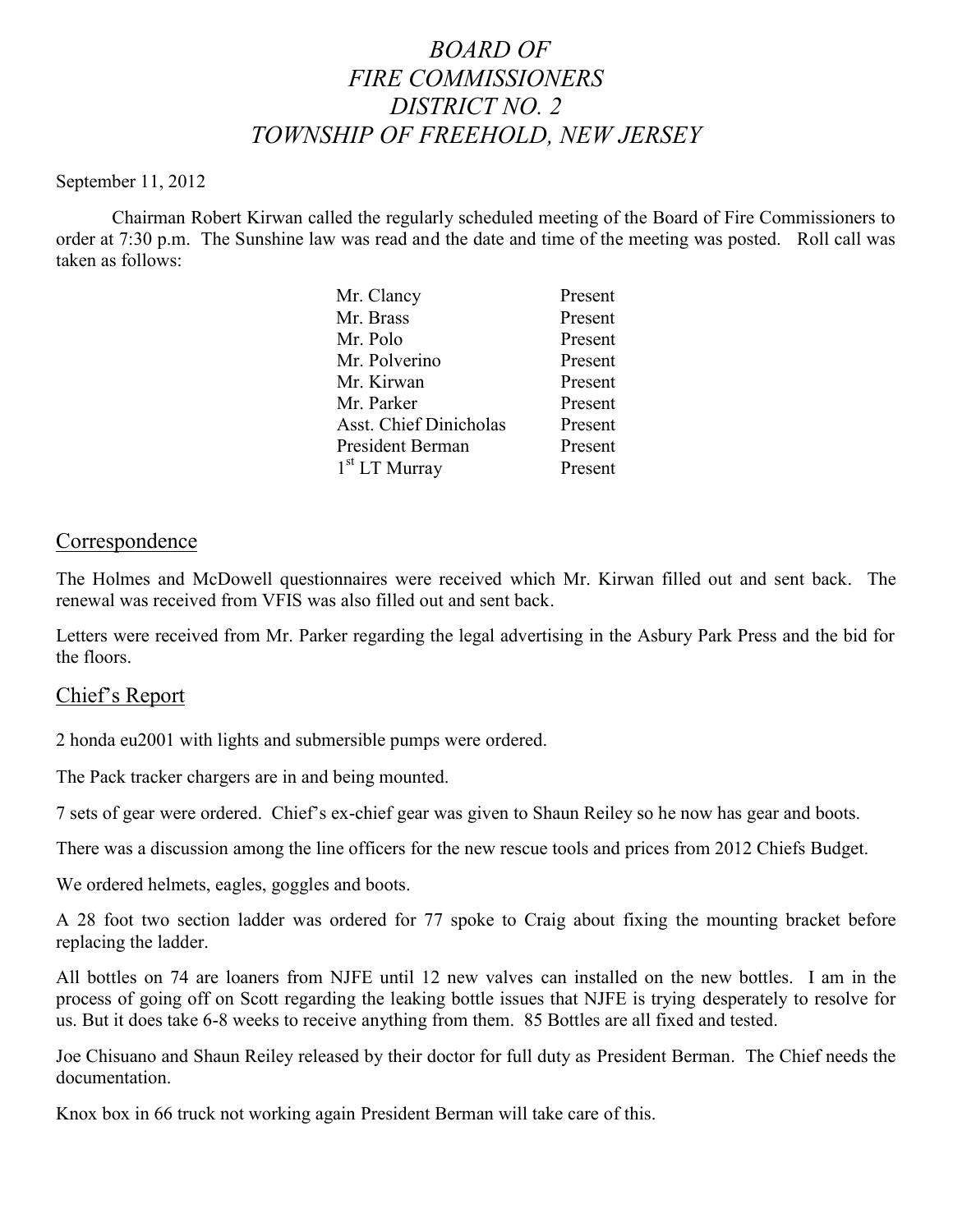# *BOARD OF FIRE COMMISSIONERS DISTRICT NO. 2 TOWNSHIP OF FREEHOLD, NEW JERSEY*

September 11, 2012

Chairman Robert Kirwan called the regularly scheduled meeting of the Board of Fire Commissioners to order at 7:30 p.m. The Sunshine law was read and the date and time of the meeting was posted. Roll call was taken as follows:

| | |
|---|---|
| Mr. Clancy | Present |
| Mr. Brass | Present |
| Mr. Polo | Present |
| Mr. Polverino | Present |
| Mr. Kirwan | Present |
| Mr. Parker | Present |
| Asst. Chief Dinicholas | Present |
| President Berman | Present |
| 1st LT Murray | Present |

## Correspondence

The Holmes and McDowell questionnaires were received which Mr. Kirwan filled out and sent back. The renewal was received from VFIS was also filled out and sent back.

Letters were received from Mr. Parker regarding the legal advertising in the Asbury Park Press and the bid for the floors.

## Chief's Report

2 honda eu2001 with lights and submersible pumps were ordered.

The Pack tracker chargers are in and being mounted.

7 sets of gear were ordered. Chief's ex-chief gear was given to Shaun Reiley so he now has gear and boots.

There was a discussion among the line officers for the new rescue tools and prices from 2012 Chiefs Budget.

We ordered helmets, eagles, goggles and boots.

A 28 foot two section ladder was ordered for 77 spoke to Craig about fixing the mounting bracket before replacing the ladder.

All bottles on 74 are loaners from NJFE until 12 new valves can installed on the new bottles. I am in the process of going off on Scott regarding the leaking bottle issues that NJFE is trying desperately to resolve for us. But it does take 6-8 weeks to receive anything from them. 85 Bottles are all fixed and tested.

Joe Chisuano and Shaun Reiley released by their doctor for full duty as President Berman. The Chief needs the documentation.

Knox box in 66 truck not working again President Berman will take care of this.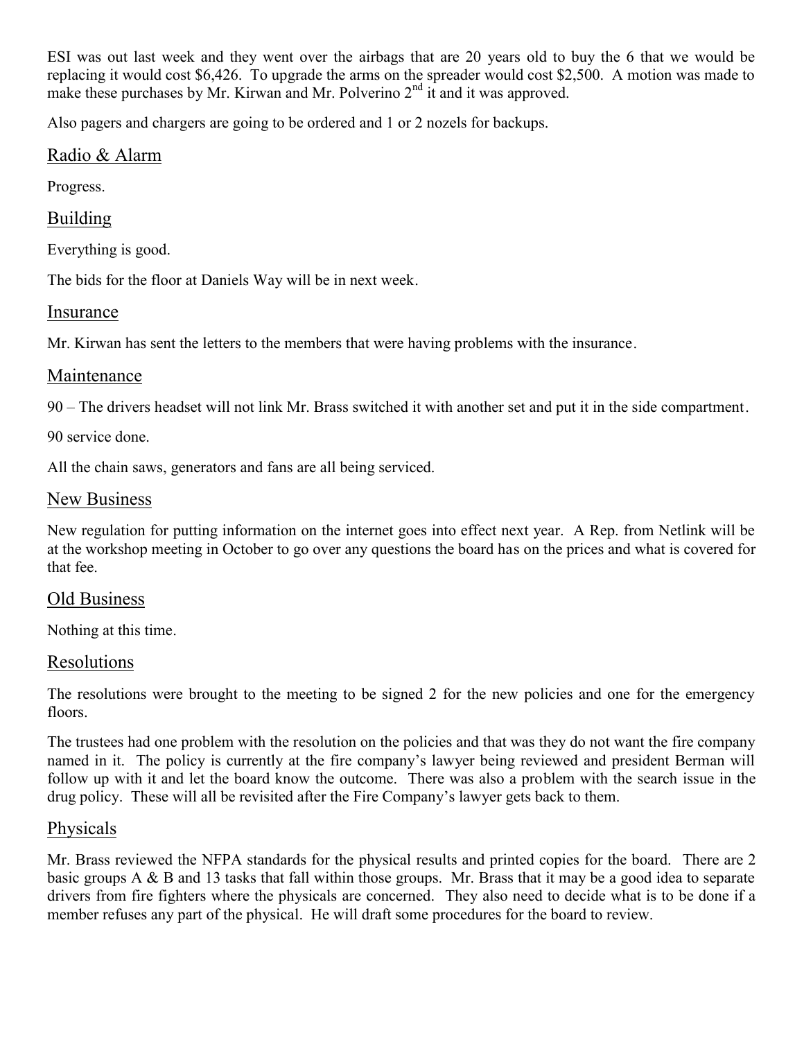ESI was out last week and they went over the airbags that are 20 years old to buy the 6 that we would be replacing it would cost $6,426. To upgrade the arms on the spreader would cost $2,500. A motion was made to make these purchases by Mr. Kirwan and Mr. Polverino 2nd it and it was approved.

Also pagers and chargers are going to be ordered and 1 or 2 nozels for backups.

## Radio & Alarm

Progress.

## Building

Everything is good.

The bids for the floor at Daniels Way will be in next week.

## Insurance

Mr. Kirwan has sent the letters to the members that were having problems with the insurance.

## Maintenance

90 – The drivers headset will not link Mr. Brass switched it with another set and put it in the side compartment.

90 service done.

All the chain saws, generators and fans are all being serviced.

## New Business

New regulation for putting information on the internet goes into effect next year. A Rep. from Netlink will be at the workshop meeting in October to go over any questions the board has on the prices and what is covered for that fee.

## Old Business

Nothing at this time.

## Resolutions

The resolutions were brought to the meeting to be signed 2 for the new policies and one for the emergency floors.

The trustees had one problem with the resolution on the policies and that was they do not want the fire company named in it. The policy is currently at the fire company's lawyer being reviewed and president Berman will follow up with it and let the board know the outcome. There was also a problem with the search issue in the drug policy. These will all be revisited after the Fire Company's lawyer gets back to them.

## Physicals

Mr. Brass reviewed the NFPA standards for the physical results and printed copies for the board. There are 2 basic groups A & B and 13 tasks that fall within those groups. Mr. Brass that it may be a good idea to separate drivers from fire fighters where the physicals are concerned. They also need to decide what is to be done if a member refuses any part of the physical. He will draft some procedures for the board to review.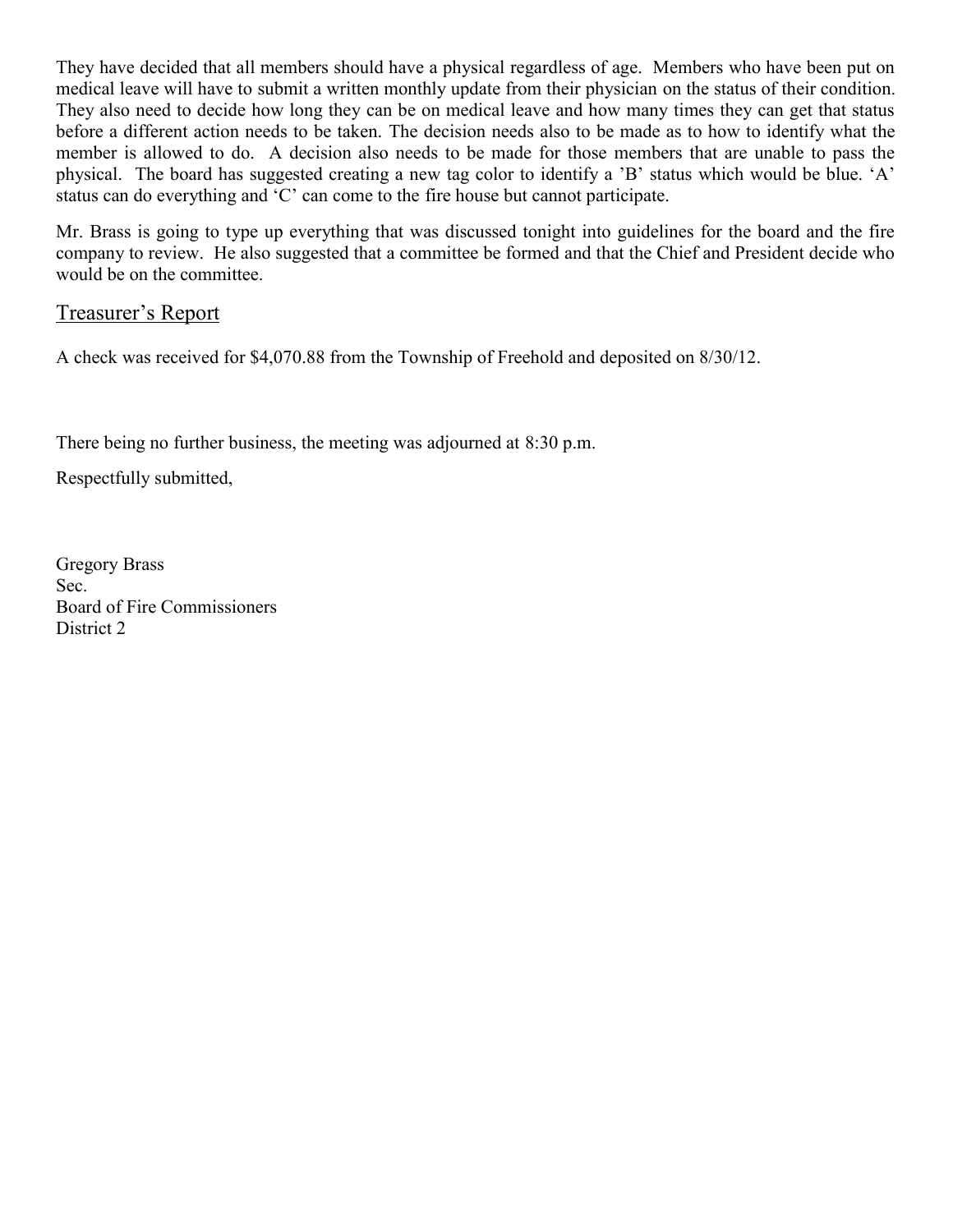They have decided that all members should have a physical regardless of age. Members who have been put on medical leave will have to submit a written monthly update from their physician on the status of their condition. They also need to decide how long they can be on medical leave and how many times they can get that status before a different action needs to be taken. The decision needs also to be made as to how to identify what the member is allowed to do. A decision also needs to be made for those members that are unable to pass the physical. The board has suggested creating a new tag color to identify a 'B' status which would be blue. 'A' status can do everything and 'C' can come to the fire house but cannot participate.

Mr. Brass is going to type up everything that was discussed tonight into guidelines for the board and the fire company to review. He also suggested that a committee be formed and that the Chief and President decide who would be on the committee.

## Treasurer's Report

A check was received for $4,070.88 from the Township of Freehold and deposited on 8/30/12.

There being no further business, the meeting was adjourned at 8:30 p.m.

Respectfully submitted,

Gregory Brass  
Sec.  
Board of Fire Commissioners  
District 2